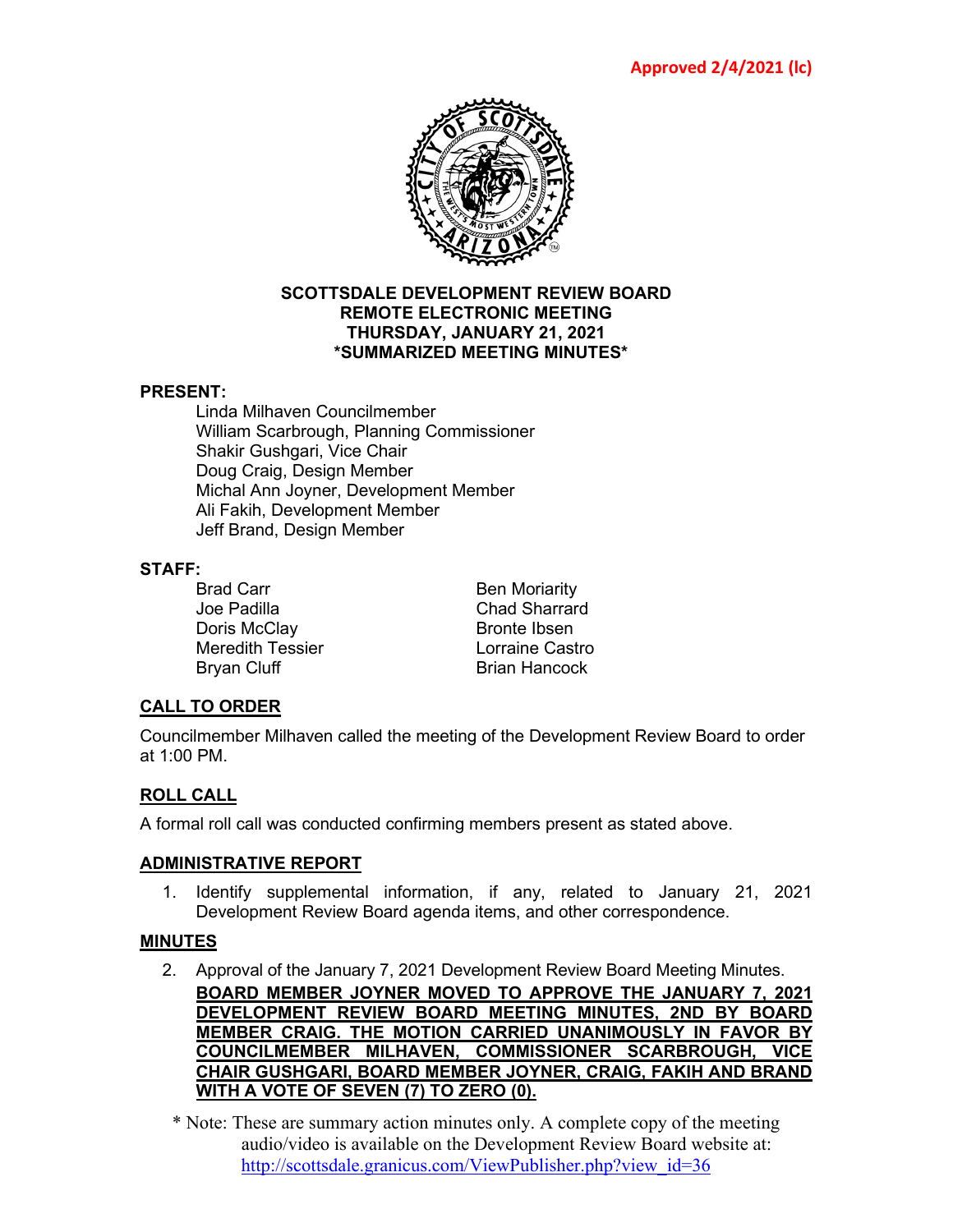Approved 2/4/2021 (lc)

**SCOTTSDALE DEVELOPMENT REVIEW BOARD**
**REMOTE ELECTRONIC MEETING**
**THURSDAY, JANUARY 21, 2021**
***SUMMARIZED MEETING MINUTES***

**PRESENT:**

Linda Milhaven Councilmember
William Scarbrough, Planning Commissioner
Shakir Gushgari, Vice Chair
Doug Craig, Design Member
Michal Ann Joyner, Development Member
Ali Fakih, Development Member
Jeff Brand, Design Member

**STAFF:**

Brad Carr
Joe Padilla
Doris McClay
Meredith Tessier
Bryan Cluff
Ben Moriarity
Chad Sharrard
Bronte Ibsen
Lorraine Castro
Brian Hancock

## CALL TO ORDER

Councilmember Milhaven called the meeting of the Development Review Board to order at 1:00 PM.

## ROLL CALL

A formal roll call was conducted confirming members present as stated above.

## ADMINISTRATIVE REPORT

1. Identify supplemental information, if any, related to January 21, 2021 Development Review Board agenda items, and other correspondence.

## MINUTES

2. Approval of the January 7, 2021 Development Review Board Meeting Minutes.
   **BOARD MEMBER JOYNER MOVED TO APPROVE THE JANUARY 7, 2021 DEVELOPMENT REVIEW BOARD MEETING MINUTES, 2ND BY BOARD MEMBER CRAIG. THE MOTION CARRIED UNANIMOUSLY IN FAVOR BY COUNCILMEMBER MILHAVEN, COMMISSIONER SCARBROUGH, VICE CHAIR GUSHGARI, BOARD MEMBER JOYNER, CRAIG, FAKIH AND BRAND WITH A VOTE OF SEVEN (7) TO ZERO (0).**

* Note: These are summary action minutes only. A complete copy of the meeting audio/video is available on the Development Review Board website at: http://scottsdale.granicus.com/ViewPublisher.php?view_id=36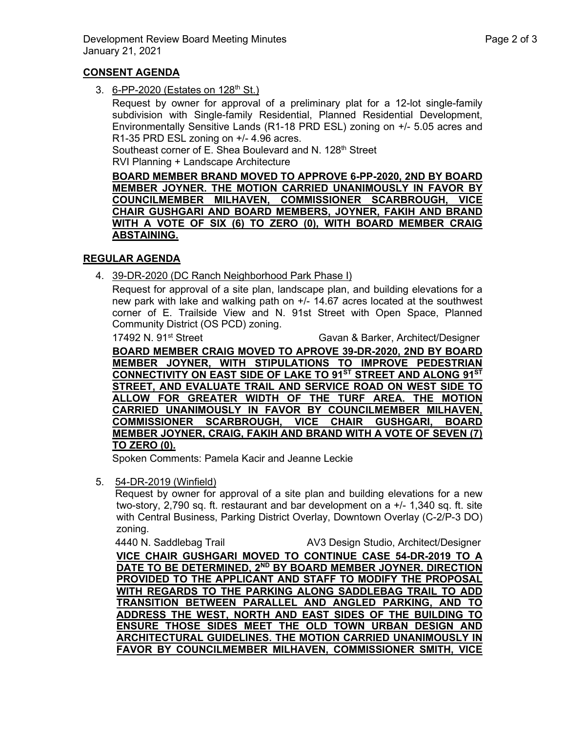## CONSENT AGENDA

3. 6-PP-2020 (Estates on 128th St.)

   Request by owner for approval of a preliminary plat for a 12-lot single-family subdivision with Single-family Residential, Planned Residential Development, Environmentally Sensitive Lands (R1-18 PRD ESL) zoning on +/- 5.05 acres and R1-35 PRD ESL zoning on +/- 4.96 acres.

   Southeast corner of E. Shea Boulevard and N. 128th Street

   RVI Planning + Landscape Architecture

   **BOARD MEMBER BRAND MOVED TO APPROVE 6-PP-2020, 2ND BY BOARD MEMBER JOYNER. THE MOTION CARRIED UNANIMOUSLY IN FAVOR BY COUNCILMEMBER MILHAVEN, COMMISSIONER SCARBROUGH, VICE CHAIR GUSHGARI AND BOARD MEMBERS, JOYNER, FAKIH AND BRAND WITH A VOTE OF SIX (6) TO ZERO (0), WITH BOARD MEMBER CRAIG ABSTAINING.**

## REGULAR AGENDA

4. 39-DR-2020 (DC Ranch Neighborhood Park Phase I)

   Request for approval of a site plan, landscape plan, and building elevations for a new park with lake and walking path on +/- 14.67 acres located at the southwest corner of E. Trailside View and N. 91st Street with Open Space, Planned Community District (OS PCD) zoning.

   17492 N. 91st Street Gavan & Barker, Architect/Designer

   **BOARD MEMBER CRAIG MOVED TO APROVE 39-DR-2020, 2ND BY BOARD MEMBER JOYNER, WITH STIPULATIONS TO IMPROVE PEDESTRIAN CONNECTIVITY ON EAST SIDE OF LAKE TO 91ST STREET AND ALONG 91ST STREET, AND EVALUATE TRAIL AND SERVICE ROAD ON WEST SIDE TO ALLOW FOR GREATER WIDTH OF THE TURF AREA. THE MOTION CARRIED UNANIMOUSLY IN FAVOR BY COUNCILMEMBER MILHAVEN, COMMISSIONER SCARBROUGH, VICE CHAIR GUSHGARI, BOARD MEMBER JOYNER, CRAIG, FAKIH AND BRAND WITH A VOTE OF SEVEN (7) TO ZERO (0).**

   Spoken Comments: Pamela Kacir and Jeanne Leckie

5. 54-DR-2019 (Winfield)

   Request by owner for approval of a site plan and building elevations for a new two-story, 2,790 sq. ft. restaurant and bar development on a +/- 1,340 sq. ft. site with Central Business, Parking District Overlay, Downtown Overlay (C-2/P-3 DO) zoning.

   4440 N. Saddlebag Trail AV3 Design Studio, Architect/Designer

   **VICE CHAIR GUSHGARI MOVED TO CONTINUE CASE 54-DR-2019 TO A DATE TO BE DETERMINED, 2ND BY BOARD MEMBER JOYNER. DIRECTION PROVIDED TO THE APPLICANT AND STAFF TO MODIFY THE PROPOSAL WITH REGARDS TO THE PARKING ALONG SADDLEBAG TRAIL TO ADD TRANSITION BETWEEN PARALLEL AND ANGLED PARKING, AND TO ADDRESS THE WEST, NORTH AND EAST SIDES OF THE BUILDING TO ENSURE THOSE SIDES MEET THE OLD TOWN URBAN DESIGN AND ARCHITECTURAL GUIDELINES. THE MOTION CARRIED UNANIMOUSLY IN FAVOR BY COUNCILMEMBER MILHAVEN, COMMISSIONER SMITH, VICE**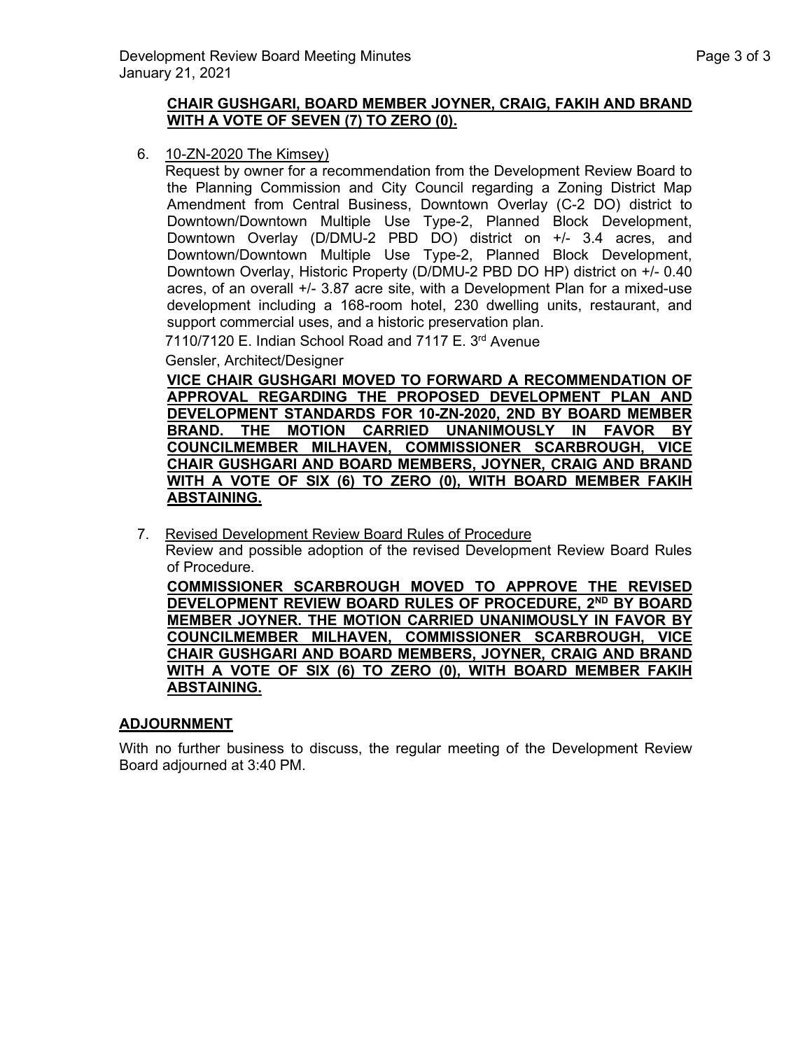**CHAIR GUSHGARI, BOARD MEMBER JOYNER, CRAIG, FAKIH AND BRAND WITH A VOTE OF SEVEN (7) TO ZERO (0).**

6. 10-ZN-2020 The Kimsey)

   Request by owner for a recommendation from the Development Review Board to the Planning Commission and City Council regarding a Zoning District Map Amendment from Central Business, Downtown Overlay (C-2 DO) district to Downtown/Downtown Multiple Use Type-2, Planned Block Development, Downtown Overlay (D/DMU-2 PBD DO) district on +/- 3.4 acres, and Downtown/Downtown Multiple Use Type-2, Planned Block Development, Downtown Overlay, Historic Property (D/DMU-2 PBD DO HP) district on +/- 0.40 acres, of an overall +/- 3.87 acre site, with a Development Plan for a mixed-use development including a 168-room hotel, 230 dwelling units, restaurant, and support commercial uses, and a historic preservation plan.

   7110/7120 E. Indian School Road and 7117 E. 3rd Avenue

   Gensler, Architect/Designer

   **VICE CHAIR GUSHGARI MOVED TO FORWARD A RECOMMENDATION OF APPROVAL REGARDING THE PROPOSED DEVELOPMENT PLAN AND DEVELOPMENT STANDARDS FOR 10-ZN-2020, 2ND BY BOARD MEMBER BRAND. THE MOTION CARRIED UNANIMOUSLY IN FAVOR BY COUNCILMEMBER MILHAVEN, COMMISSIONER SCARBROUGH, VICE CHAIR GUSHGARI AND BOARD MEMBERS, JOYNER, CRAIG AND BRAND WITH A VOTE OF SIX (6) TO ZERO (0), WITH BOARD MEMBER FAKIH ABSTAINING.**

7. Revised Development Review Board Rules of Procedure

   Review and possible adoption of the revised Development Review Board Rules of Procedure.

   **COMMISSIONER SCARBROUGH MOVED TO APPROVE THE REVISED DEVELOPMENT REVIEW BOARD RULES OF PROCEDURE, 2ND BY BOARD MEMBER JOYNER. THE MOTION CARRIED UNANIMOUSLY IN FAVOR BY COUNCILMEMBER MILHAVEN, COMMISSIONER SCARBROUGH, VICE CHAIR GUSHGARI AND BOARD MEMBERS, JOYNER, CRAIG AND BRAND WITH A VOTE OF SIX (6) TO ZERO (0), WITH BOARD MEMBER FAKIH ABSTAINING.**

## ADJOURNMENT

With no further business to discuss, the regular meeting of the Development Review Board adjourned at 3:40 PM.